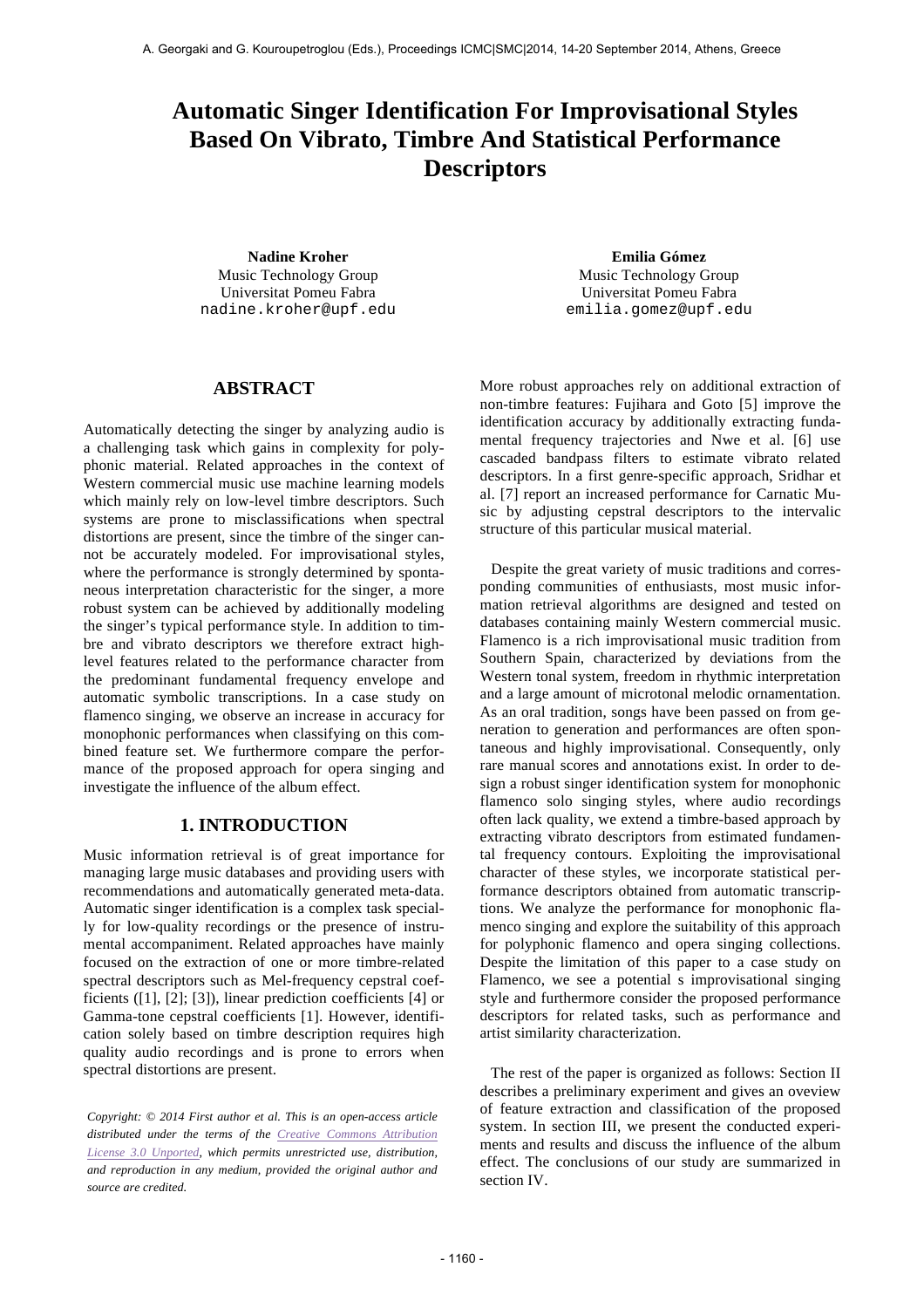# Automatic Singer Identification For Improvisational Styles Based On Vibrato, Timbre And Statistical Performance Descriptors

**Nadine Kroher**
Music Technology Group
Universitat Pomeu Fabra
nadine.kroher@upf.edu

**Emilia Gómez**
Music Technology Group
Universitat Pomeu Fabra
emilia.gomez@upf.edu

## ABSTRACT

Automatically detecting the singer by analyzing audio is a challenging task which gains in complexity for polyphonic material. Related approaches in the context of Western commercial music use machine learning models which mainly rely on low-level timbre descriptors. Such systems are prone to misclassifications when spectral distortions are present, since the timbre of the singer cannot be accurately modeled. For improvisational styles, where the performance is strongly determined by spontaneous interpretation characteristic for the singer, a more robust system can be achieved by additionally modeling the singer's typical performance style. In addition to timbre and vibrato descriptors we therefore extract high-level features related to the performance character from the predominant fundamental frequency envelope and automatic symbolic transcriptions. In a case study on flamenco singing, we observe an increase in accuracy for monophonic performances when classifying on this combined feature set. We furthermore compare the performance of the proposed approach for opera singing and investigate the influence of the album effect.

## 1. INTRODUCTION

Music information retrieval is of great importance for managing large music databases and providing users with recommendations and automatically generated meta-data. Automatic singer identification is a complex task specially for low-quality recordings or the presence of instrumental accompaniment. Related approaches have mainly focused on the extraction of one or more timbre-related spectral descriptors such as Mel-frequency cepstral coefficients ([1], [2]; [3]), linear prediction coefficients [4] or Gamma-tone cepstral coefficients [1]. However, identification solely based on timbre description requires high quality audio recordings and is prone to errors when spectral distortions are present.

*Copyright: © 2014 First author et al. This is an open-access article distributed under the terms of the Creative Commons Attribution License 3.0 Unported, which permits unrestricted use, distribution, and reproduction in any medium, provided the original author and source are credited.*

More robust approaches rely on additional extraction of non-timbre features: Fujihara and Goto [5] improve the identification accuracy by additionally extracting fundamental frequency trajectories and Nwe et al. [6] use cascaded bandpass filters to estimate vibrato related descriptors. In a first genre-specific approach, Sridhar et al. [7] report an increased performance for Carnatic Music by adjusting cepstral descriptors to the intervalic structure of this particular musical material.

Despite the great variety of music traditions and corresponding communities of enthusiasts, most music information retrieval algorithms are designed and tested on databases containing mainly Western commercial music. Flamenco is a rich improvisational music tradition from Southern Spain, characterized by deviations from the Western tonal system, freedom in rhythmic interpretation and a large amount of microtonal melodic ornamentation. As an oral tradition, songs have been passed on from generation to generation and performances are often spontaneous and highly improvisational. Consequently, only rare manual scores and annotations exist. In order to design a robust singer identification system for monophonic flamenco solo singing styles, where audio recordings often lack quality, we extend a timbre-based approach by extracting vibrato descriptors from estimated fundamental frequency contours. Exploiting the improvisational character of these styles, we incorporate statistical performance descriptors obtained from automatic transcriptions. We analyze the performance for monophonic flamenco singing and explore the suitability of this approach for polyphonic flamenco and opera singing collections. Despite the limitation of this paper to a case study on Flamenco, we see a potential s improvisational singing style and furthermore consider the proposed performance descriptors for related tasks, such as performance and artist similarity characterization.

The rest of the paper is organized as follows: Section II describes a preliminary experiment and gives an oveview of feature extraction and classification of the proposed system. In section III, we present the conducted experiments and results and discuss the influence of the album effect. The conclusions of our study are summarized in section IV.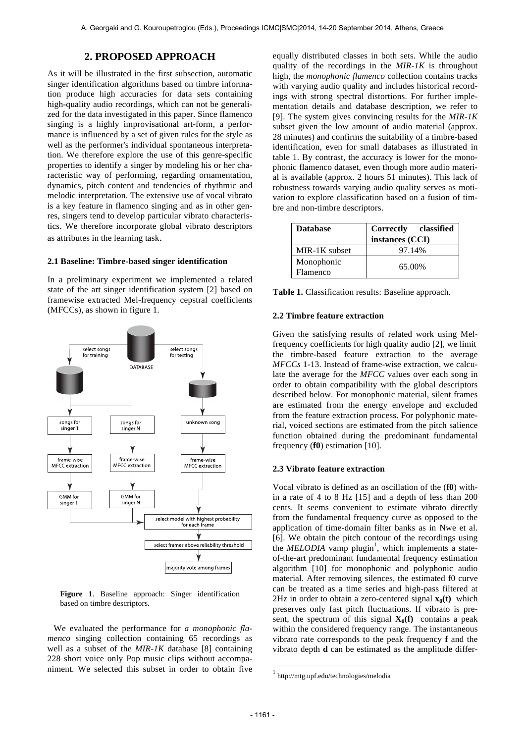## 2. PROPOSED APPROACH

As it will be illustrated in the first subsection, automatic singer identification algorithms based on timbre information produce high accuracies for data sets containing high-quality audio recordings, which can not be generalized for the data investigated in this paper. Since flamenco singing is a highly improvisational art-form, a performance is influenced by a set of given rules for the style as well as the performer's individual spontaneous interpretation. We therefore explore the use of this genre-specific properties to identify a singer by modeling his or her characteristic way of performing, regarding ornamentation, dynamics, pitch content and tendencies of rhythmic and melodic interpretation. The extensive use of vocal vibrato is a key feature in flamenco singing and as in other genres, singers tend to develop particular vibrato characteristics. We therefore incorporate global vibrato descriptors as attributes in the learning task.

### 2.1 Baseline: Timbre-based singer identification

In a preliminary experiment we implemented a related state of the art singer identification system [2] based on framewise extracted Mel-frequency cepstral coefficients (MFCCs), as shown in figure 1.

**Figure 1**. Baseline approach: Singer identification based on timbre descriptors.

We evaluated the performance for *a monophonic flamenco* singing collection containing 65 recordings as well as a subset of the *MIR-1K* database [8] containing 228 short voice only Pop music clips without accompaniment. We selected this subset in order to obtain five equally distributed classes in both sets. While the audio quality of the recordings in the *MIR-1K* is throughout high, the *monophonic flamenco* collection contains tracks with varying audio quality and includes historical recordings with strong spectral distortions. For further implementation details and database description, we refer to [9]. The system gives convincing results for the *MIR-1K* subset given the low amount of audio material (approx. 28 minutes) and confirms the suitability of a timbre-based identification, even for small databases as illustrated in table 1. By contrast, the accuracy is lower for the monophonic flamenco dataset, even though more audio material is available (approx. 2 hours 51 minutes). This lack of robustness towards varying audio quality serves as motivation to explore classification based on a fusion of timbre and non-timbre descriptors.

| Database | Correctly classified instances (CCI) |
|---|---|
| MIR-1K subset | 97.14% |
| Monophonic Flamenco | 65.00% |

**Table 1.** Classification results: Baseline approach.

### 2.2 Timbre feature extraction

Given the satisfying results of related work using Mel-frequency coefficients for high quality audio [2], we limit the timbre-based feature extraction to the average *MFCCs* 1-13. Instead of frame-wise extraction, we calculate the average for the *MFCC* values over each song in order to obtain compatibility with the global descriptors described below. For monophonic material, silent frames are estimated from the energy envelope and excluded from the feature extraction process. For polyphonic material, voiced sections are estimated from the pitch salience function obtained during the predominant fundamental frequency (**f0**) estimation [10].

### 2.3 Vibrato feature extraction

Vocal vibrato is defined as an oscillation of the (**f0**) within a rate of 4 to 8 Hz [15] and a depth of less than 200 cents. It seems convenient to estimate vibrato directly from the fundamental frequency curve as opposed to the application of time-domain filter banks as in Nwe et al. [6]. We obtain the pitch contour of the recordings using the *MELODIA* vamp plugin[1], which implements a state-of-the-art predominant fundamental frequency estimation algorithm [10] for monophonic and polyphonic audio material. After removing silences, the estimated f0 curve can be treated as a time series and high-pass filtered at 2Hz in order to obtain a zero-centered signal $\mathbf{x_0(t)}$ which preserves only fast pitch fluctuations. If vibrato is present, the spectrum of this signal $\mathbf{X_0(f)}$ contains a peak within the considered frequency range. The instantaneous vibrato rate corresponds to the peak frequency $\mathbf{f}$ and the vibrato depth $\mathbf{d}$ can be estimated as the amplitude differ-

[1] http://mtg.upf.edu/technologies/melodia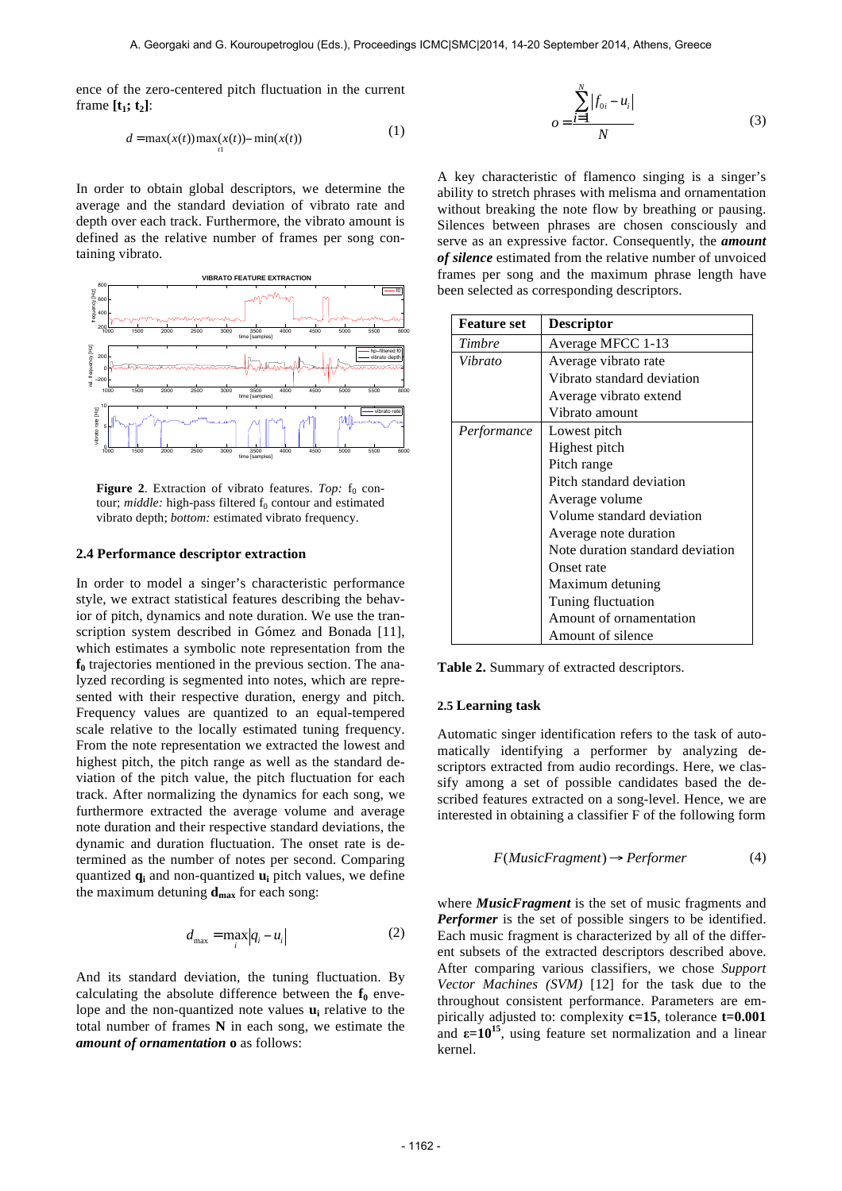ence of the zero-centered pitch fluctuation in the current frame **[t₁; t₂]**:

$$d = \max(x(t))\max_{t1}(x(t)) - \min(x(t)) \qquad (1)$$

In order to obtain global descriptors, we determine the average and the standard deviation of vibrato rate and depth over each track. Furthermore, the vibrato amount is defined as the relative number of frames per song containing vibrato.

**Figure 2**. Extraction of vibrato features. *Top:* $f_0$ contour; *middle:* high-pass filtered $f_0$ contour and estimated vibrato depth; *bottom:* estimated vibrato frequency.

### 2.4 Performance descriptor extraction

In order to model a singer's characteristic performance style, we extract statistical features describing the behavior of pitch, dynamics and note duration. We use the transcription system described in Gómez and Bonada [11], which estimates a symbolic note representation from the $\mathbf{f_0}$ trajectories mentioned in the previous section. The analyzed recording is segmented into notes, which are represented with their respective duration, energy and pitch. Frequency values are quantized to an equal-tempered scale relative to the locally estimated tuning frequency. From the note representation we extracted the lowest and highest pitch, the pitch range as well as the standard deviation of the pitch value, the pitch fluctuation for each track. After normalizing the dynamics for each song, we furthermore extracted the average volume and average note duration and their respective standard deviations, the dynamic and duration fluctuation. The onset rate is determined as the number of notes per second. Comparing quantized $\mathbf{q_i}$ and non-quantized $\mathbf{u_i}$ pitch values, we define the maximum detuning $\mathbf{d_{max}}$ for each song:

$$d_{\max} = \max_i |q_i - u_i| \qquad (2)$$

And its standard deviation, the tuning fluctuation. By calculating the absolute difference between the $\mathbf{f_0}$ envelope and the non-quantized note values $\mathbf{u_i}$ relative to the total number of frames **N** in each song, we estimate the ***amount of ornamentation*** **o** as follows:

$$o = \frac{\sum_{i=1}^{N} |f_{0i} - u_i|}{N} \qquad (3)$$

A key characteristic of flamenco singing is a singer's ability to stretch phrases with melisma and ornamentation without breaking the note flow by breathing or pausing. Silences between phrases are chosen consciously and serve as an expressive factor. Consequently, the ***amount of silence*** estimated from the relative number of unvoiced frames per song and the maximum phrase length have been selected as corresponding descriptors.

| Feature set | Descriptor |
|---|---|
| *Timbre* | Average MFCC 1-13 |
| *Vibrato* | Average vibrato rate |
| | Vibrato standard deviation |
| | Average vibrato extend |
| | Vibrato amount |
| *Performance* | Lowest pitch |
| | Highest pitch |
| | Pitch range |
| | Pitch standard deviation |
| | Average volume |
| | Volume standard deviation |
| | Average note duration |
| | Note duration standard deviation |
| | Onset rate |
| | Maximum detuning |
| | Tuning fluctuation |
| | Amount of ornamentation |
| | Amount of silence |

**Table 2.** Summary of extracted descriptors.

### 2.5 Learning task

Automatic singer identification refers to the task of automatically identifying a performer by analyzing descriptors extracted from audio recordings. Here, we classify among a set of possible candidates based the described features extracted on a song-level. Hence, we are interested in obtaining a classifier F of the following form

$$F(MusicFragment) \rightarrow Performer \qquad (4)$$

where ***MusicFragment*** is the set of music fragments and ***Performer*** is the set of possible singers to be identified. Each music fragment is characterized by all of the different subsets of the extracted descriptors described above. After comparing various classifiers, we chose *Support Vector Machines (SVM)* [12] for the task due to the throughout consistent performance. Parameters are empirically adjusted to: complexity **c=15**, tolerance **t=0.001** and $\boldsymbol{\varepsilon=10^{15}}$, using feature set normalization and a linear kernel.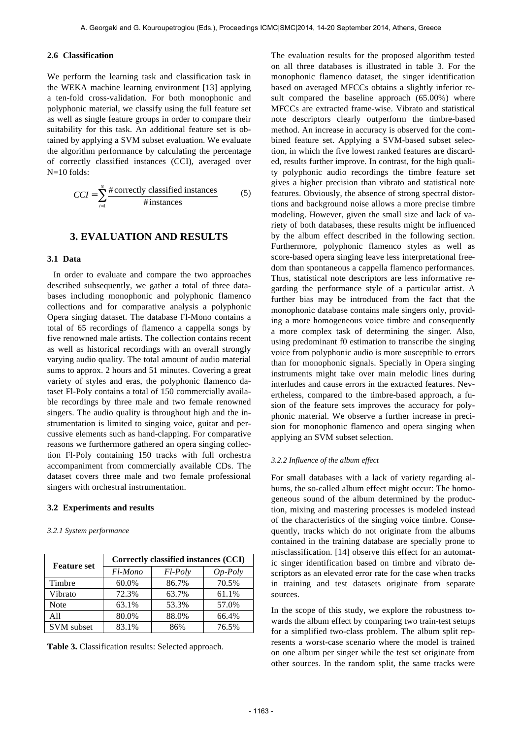### 2.6 Classification

We perform the learning task and classification task in the WEKA machine learning environment [13] applying a ten-fold cross-validation. For both monophonic and polyphonic material, we classify using the full feature set as well as single feature groups in order to compare their suitability for this task. An additional feature set is obtained by applying a SVM subset evaluation. We evaluate the algorithm performance by calculating the percentage of correctly classified instances (CCI), averaged over N=10 folds:

$$CCI = \sum_{i=1}^{N} \frac{\#\,\text{correctly classified instances}}{\#\,\text{instances}} \qquad (5)$$

## 3. EVALUATION AND RESULTS

### 3.1 Data

In order to evaluate and compare the two approaches described subsequently, we gather a total of three databases including monophonic and polyphonic flamenco collections and for comparative analysis a polyphonic Opera singing dataset. The database Fl-Mono contains a total of 65 recordings of flamenco a cappella songs by five renowned male artists. The collection contains recent as well as historical recordings with an overall strongly varying audio quality. The total amount of audio material sums to approx. 2 hours and 51 minutes. Covering a great variety of styles and eras, the polyphonic flamenco dataset Fl-Poly contains a total of 150 commercially available recordings by three male and two female renowned singers. The audio quality is throughout high and the instrumentation is limited to singing voice, guitar and percussive elements such as hand-clapping. For comparative reasons we furthermore gathered an opera singing collection Fl-Poly containing 150 tracks with full orchestra accompaniment from commercially available CDs. The dataset covers three male and two female professional singers with orchestral instrumentation.

### 3.2 Experiments and results

#### 3.2.1 System performance

| Feature set | Correctly classified instances (CCI) | | |
|---|---|---|---|
| | *Fl-Mono* | *Fl-Poly* | *Op-Poly* |
| Timbre | 60.0% | 86.7% | 70.5% |
| Vibrato | 72.3% | 63.7% | 61.1% |
| Note | 63.1% | 53.3% | 57.0% |
| All | 80.0% | 88.0% | 66.4% |
| SVM subset | 83.1% | 86% | 76.5% |

**Table 3.** Classification results: Selected approach.

The evaluation results for the proposed algorithm tested on all three databases is illustrated in table 3. For the monophonic flamenco dataset, the singer identification based on averaged MFCCs obtains a slightly inferior result compared the baseline approach (65.00%) where MFCCs are extracted frame-wise. Vibrato and statistical note descriptors clearly outperform the timbre-based method. An increase in accuracy is observed for the combined feature set. Applying a SVM-based subset selection, in which the five lowest ranked features are discarded, results further improve. In contrast, for the high quality polyphonic audio recordings the timbre feature set gives a higher precision than vibrato and statistical note features. Obviously, the absence of strong spectral distortions and background noise allows a more precise timbre modeling. However, given the small size and lack of variety of both databases, these results might be influenced by the album effect described in the following section. Furthermore, polyphonic flamenco styles as well as score-based opera singing leave less interpretational freedom than spontaneous a cappella flamenco performances. Thus, statistical note descriptors are less informative regarding the performance style of a particular artist. A further bias may be introduced from the fact that the monophonic database contains male singers only, providing a more homogeneous voice timbre and consequently a more complex task of determining the singer. Also, using predominant f0 estimation to transcribe the singing voice from polyphonic audio is more susceptible to errors than for monophonic signals. Specially in Opera singing instruments might take over main melodic lines during interludes and cause errors in the extracted features. Nevertheless, compared to the timbre-based approach, a fusion of the feature sets improves the accuracy for polyphonic material. We observe a further increase in precision for monophonic flamenco and opera singing when applying an SVM subset selection.

#### 3.2.2 Influence of the album effect

For small databases with a lack of variety regarding albums, the so-called album effect might occur: The homogeneous sound of the album determined by the production, mixing and mastering processes is modeled instead of the characteristics of the singing voice timbre. Consequently, tracks which do not originate from the albums contained in the training database are specially prone to misclassification. [14] observe this effect for an automatic singer identification based on timbre and vibrato descriptors as an elevated error rate for the case when tracks in training and test datasets originate from separate sources.

In the scope of this study, we explore the robustness towards the album effect by comparing two train-test setups for a simplified two-class problem. The album split represents a worst-case scenario where the model is trained on one album per singer while the test set originate from other sources. In the random split, the same tracks were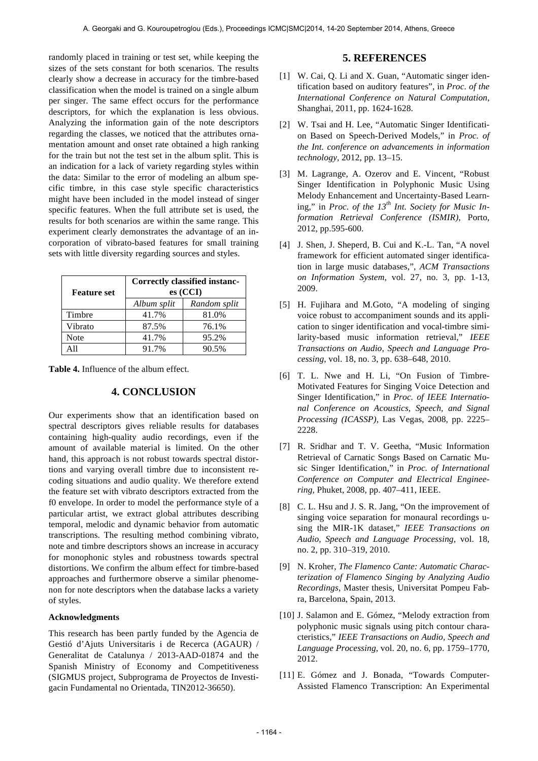randomly placed in training or test set, while keeping the sizes of the sets constant for both scenarios. The results clearly show a decrease in accuracy for the timbre-based classification when the model is trained on a single album per singer. The same effect occurs for the performance descriptors, for which the explanation is less obvious. Analyzing the information gain of the note descriptors regarding the classes, we noticed that the attributes ornamentation amount and onset rate obtained a high ranking for the train but not the test set in the album split. This is an indication for a lack of variety regarding styles within the data: Similar to the error of modeling an album specific timbre, in this case style specific characteristics might have been included in the model instead of singer specific features. When the full attribute set is used, the results for both scenarios are within the same range. This experiment clearly demonstrates the advantage of an incorporation of vibrato-based features for small training sets with little diversity regarding sources and styles.

| Feature set | Correctly classified instances (CCI) | |
|---|---|---|
| | *Album split* | *Random split* |
| Timbre | 41.7% | 81.0% |
| Vibrato | 87.5% | 76.1% |
| Note | 41.7% | 95.2% |
| All | 91.7% | 90.5% |

**Table 4.** Influence of the album effect.

## 4. CONCLUSION

Our experiments show that an identification based on spectral descriptors gives reliable results for databases containing high-quality audio recordings, even if the amount of available material is limited. On the other hand, this approach is not robust towards spectral distortions and varying overall timbre due to inconsistent recoding situations and audio quality. We therefore extend the feature set with vibrato descriptors extracted from the f0 envelope. In order to model the performance style of a particular artist, we extract global attributes describing temporal, melodic and dynamic behavior from automatic transcriptions. The resulting method combining vibrato, note and timbre descriptors shows an increase in accuracy for monophonic styles and robustness towards spectral distortions. We confirm the album effect for timbre-based approaches and furthermore observe a similar phenomenon for note descriptors when the database lacks a variety of styles.

### Acknowledgments

This research has been partly funded by the Agencia de Gestió d'Ajuts Universitaris i de Recerca (AGAUR) / Generalitat de Catalunya / 2013-AAD-01874 and the Spanish Ministry of Economy and Competitiveness (SIGMUS project, Subprograma de Proyectos de Investigacin Fundamental no Orientada, TIN2012-36650).

## 5. REFERENCES

[1] W. Cai, Q. Li and X. Guan, "Automatic singer identification based on auditory features", in *Proc. of the International Conference on Natural Computation*, Shanghai, 2011, pp. 1624-1628.

[2] W. Tsai and H. Lee, "Automatic Singer Identification Based on Speech-Derived Models," in *Proc. of the Int. conference on advancements in information technology*, 2012, pp. 13–15.

[3] M. Lagrange, A. Ozerov and E. Vincent, "Robust Singer Identification in Polyphonic Music Using Melody Enhancement and Uncertainty-Based Learning," in *Proc. of the 13th Int. Society for Music Information Retrieval Conference (ISMIR)*, Porto, 2012, pp.595-600.

[4] J. Shen, J. Sheperd, B. Cui and K.-L. Tan, "A novel framework for efficient automated singer identification in large music databases,", *ACM Transactions on Information System*, vol. 27, no. 3, pp. 1-13, 2009.

[5] H. Fujihara and M.Goto, "A modeling of singing voice robust to accompaniment sounds and its application to singer identification and vocal-timbre similarity-based music information retrieval," *IEEE Transactions on Audio, Speech and Language Processing*, vol. 18, no. 3, pp. 638–648, 2010.

[6] T. L. Nwe and H. Li, "On Fusion of Timbre-Motivated Features for Singing Voice Detection and Singer Identification," in *Proc. of IEEE International Conference on Acoustics, Speech, and Signal Processing (ICASSP)*, Las Vegas, 2008, pp. 2225–2228.

[7] R. Sridhar and T. V. Geetha, "Music Information Retrieval of Carnatic Songs Based on Carnatic Music Singer Identification," in *Proc. of International Conference on Computer and Electrical Engineering*, Phuket, 2008, pp. 407–411, IEEE.

[8] C. L. Hsu and J. S. R. Jang, "On the improvement of singing voice separation for monaural recordings using the MIR-1K dataset," *IEEE Transactions on Audio, Speech and Language Processing*, vol. 18, no. 2, pp. 310–319, 2010.

[9] N. Kroher, *The Flamenco Cante: Automatic Characterization of Flamenco Singing by Analyzing Audio Recordings*, Master thesis, Universitat Pompeu Fabra, Barcelona, Spain, 2013.

[10] J. Salamon and E. Gómez, "Melody extraction from polyphonic music signals using pitch contour characteristics," *IEEE Transactions on Audio, Speech and Language Processing*, vol. 20, no. 6, pp. 1759–1770, 2012.

[11] E. Gómez and J. Bonada, "Towards Computer-Assisted Flamenco Transcription: An Experimental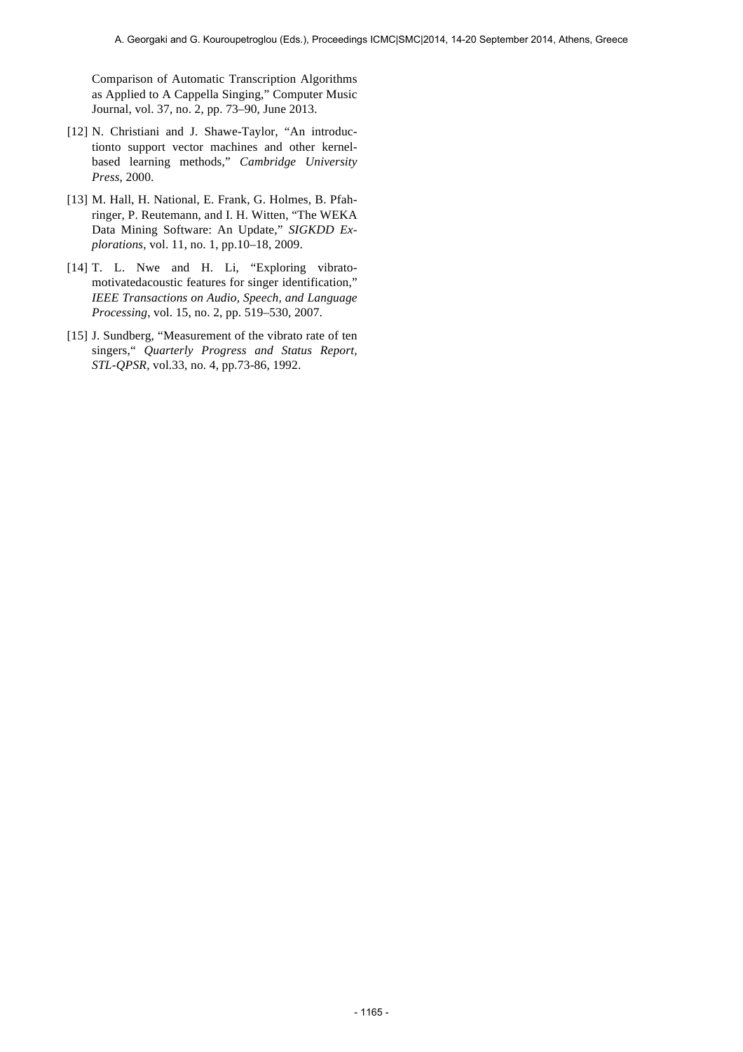Comparison of Automatic Transcription Algorithms as Applied to A Cappella Singing," Computer Music Journal, vol. 37, no. 2, pp. 73–90, June 2013.

[12] N. Christiani and J. Shawe-Taylor, "An introductionto support vector machines and other kernel-based learning methods," *Cambridge University Press*, 2000.

[13] M. Hall, H. National, E. Frank, G. Holmes, B. Pfahringer, P. Reutemann, and I. H. Witten, "The WEKA Data Mining Software: An Update," *SIGKDD Explorations*, vol. 11, no. 1, pp.10–18, 2009.

[14] T. L. Nwe and H. Li, "Exploring vibrato-motivatedacoustic features for singer identification," *IEEE Transactions on Audio, Speech, and Language Processing*, vol. 15, no. 2, pp. 519–530, 2007.

[15] J. Sundberg, "Measurement of the vibrato rate of ten singers," *Quarterly Progress and Status Report, STL-QPSR*, vol.33, no. 4, pp.73-86, 1992.